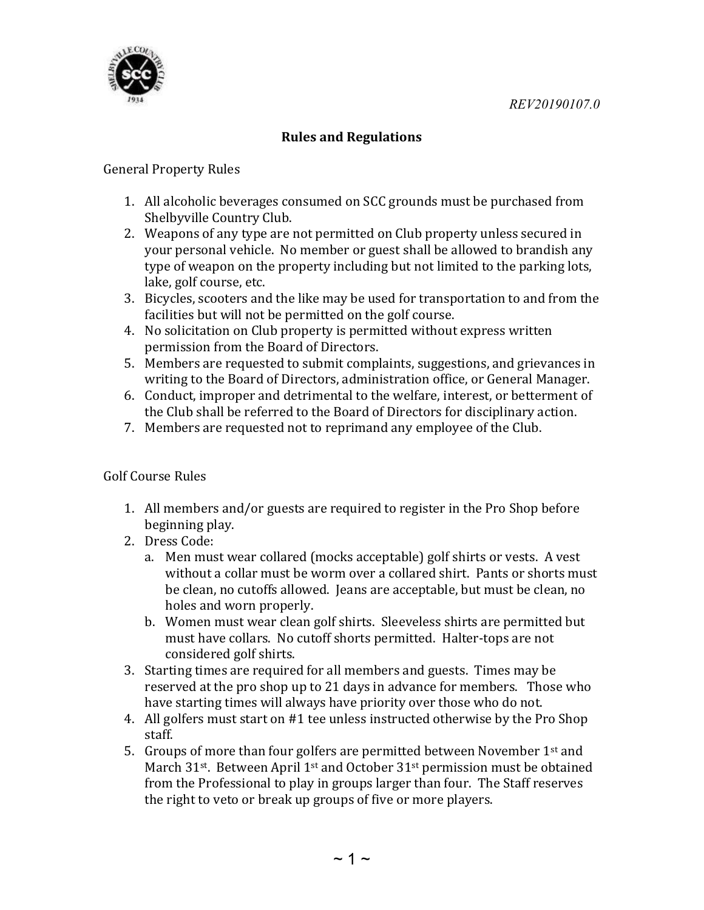REV20190107.0

# Rules and Regulations

## General Property Rules

1. All alcoholic beverages consumed on SCC grounds must be purchased from Shelbyville Country Club.
2. Weapons of any type are not permitted on Club property unless secured in your personal vehicle. No member or guest shall be allowed to brandish any type of weapon on the property including but not limited to the parking lots, lake, golf course, etc.
3. Bicycles, scooters and the like may be used for transportation to and from the facilities but will not be permitted on the golf course.
4. No solicitation on Club property is permitted without express written permission from the Board of Directors.
5. Members are requested to submit complaints, suggestions, and grievances in writing to the Board of Directors, administration office, or General Manager.
6. Conduct, improper and detrimental to the welfare, interest, or betterment of the Club shall be referred to the Board of Directors for disciplinary action.
7. Members are requested not to reprimand any employee of the Club.

## Golf Course Rules

1. All members and/or guests are required to register in the Pro Shop before beginning play.
2. Dress Code:
   a. Men must wear collared (mocks acceptable) golf shirts or vests. A vest without a collar must be worm over a collared shirt. Pants or shorts must be clean, no cutoffs allowed. Jeans are acceptable, but must be clean, no holes and worn properly.
   b. Women must wear clean golf shirts. Sleeveless shirts are permitted but must have collars. No cutoff shorts permitted. Halter-tops are not considered golf shirts.
3. Starting times are required for all members and guests. Times may be reserved at the pro shop up to 21 days in advance for members. Those who have starting times will always have priority over those who do not.
4. All golfers must start on #1 tee unless instructed otherwise by the Pro Shop staff.
5. Groups of more than four golfers are permitted between November 1st and March 31st. Between April 1st and October 31st permission must be obtained from the Professional to play in groups larger than four. The Staff reserves the right to veto or break up groups of five or more players.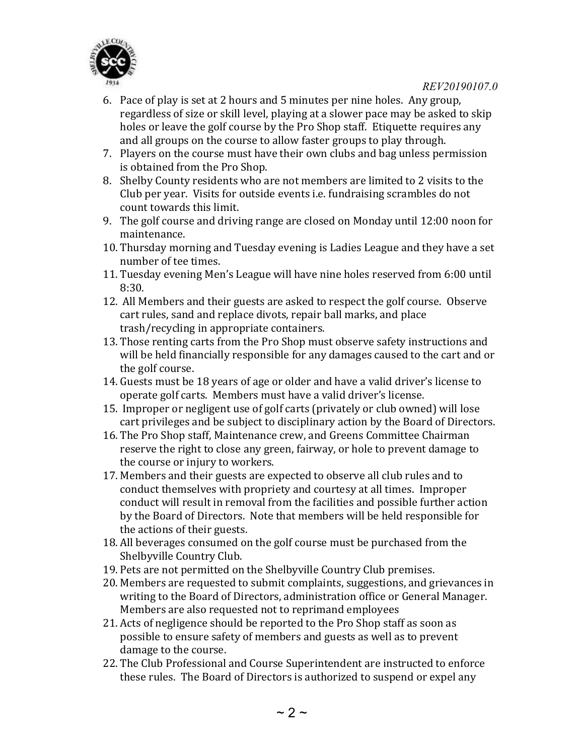6. Pace of play is set at 2 hours and 5 minutes per nine holes. Any group, regardless of size or skill level, playing at a slower pace may be asked to skip holes or leave the golf course by the Pro Shop staff. Etiquette requires any and all groups on the course to allow faster groups to play through.
7. Players on the course must have their own clubs and bag unless permission is obtained from the Pro Shop.
8. Shelby County residents who are not members are limited to 2 visits to the Club per year. Visits for outside events i.e. fundraising scrambles do not count towards this limit.
9. The golf course and driving range are closed on Monday until 12:00 noon for maintenance.
10. Thursday morning and Tuesday evening is Ladies League and they have a set number of tee times.
11. Tuesday evening Men's League will have nine holes reserved from 6:00 until 8:30.
12. All Members and their guests are asked to respect the golf course. Observe cart rules, sand and replace divots, repair ball marks, and place trash/recycling in appropriate containers.
13. Those renting carts from the Pro Shop must observe safety instructions and will be held financially responsible for any damages caused to the cart and or the golf course.
14. Guests must be 18 years of age or older and have a valid driver's license to operate golf carts. Members must have a valid driver's license.
15. Improper or negligent use of golf carts (privately or club owned) will lose cart privileges and be subject to disciplinary action by the Board of Directors.
16. The Pro Shop staff, Maintenance crew, and Greens Committee Chairman reserve the right to close any green, fairway, or hole to prevent damage to the course or injury to workers.
17. Members and their guests are expected to observe all club rules and to conduct themselves with propriety and courtesy at all times. Improper conduct will result in removal from the facilities and possible further action by the Board of Directors. Note that members will be held responsible for the actions of their guests.
18. All beverages consumed on the golf course must be purchased from the Shelbyville Country Club.
19. Pets are not permitted on the Shelbyville Country Club premises.
20. Members are requested to submit complaints, suggestions, and grievances in writing to the Board of Directors, administration office or General Manager. Members are also requested not to reprimand employees
21. Acts of negligence should be reported to the Pro Shop staff as soon as possible to ensure safety of members and guests as well as to prevent damage to the course.
22. The Club Professional and Course Superintendent are instructed to enforce these rules. The Board of Directors is authorized to suspend or expel any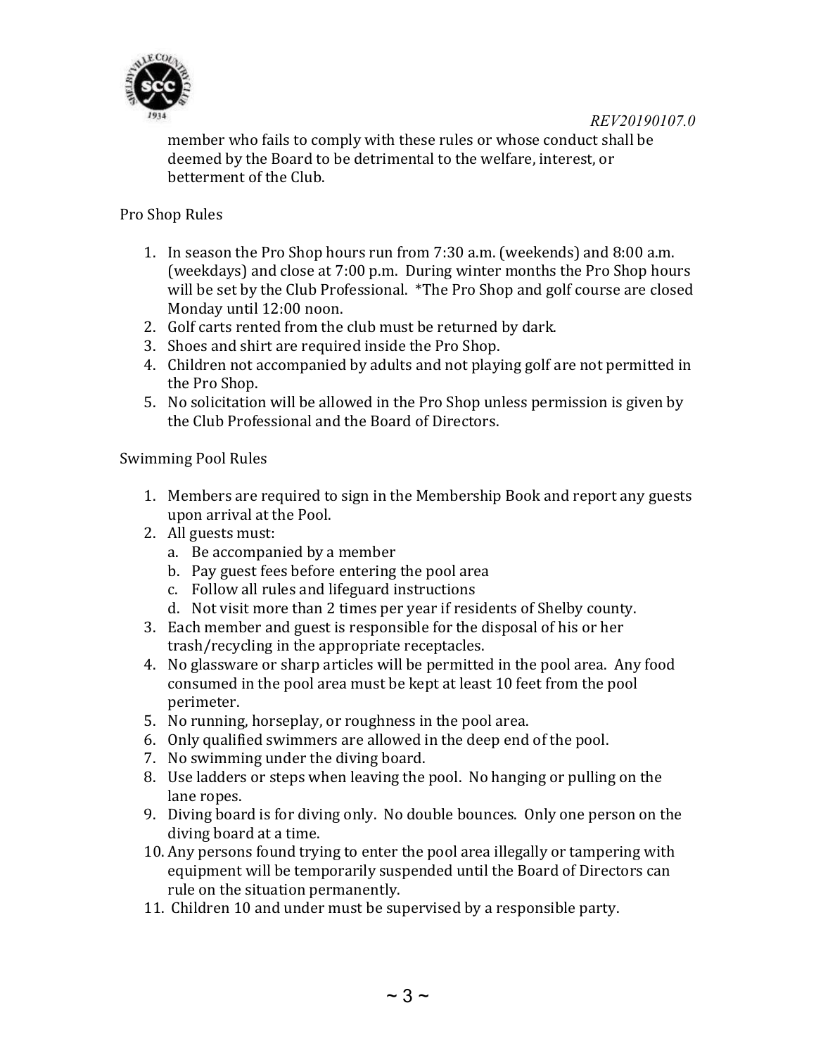member who fails to comply with these rules or whose conduct shall be deemed by the Board to be detrimental to the welfare, interest, or betterment of the Club.

## Pro Shop Rules

1. In season the Pro Shop hours run from 7:30 a.m. (weekends) and 8:00 a.m. (weekdays) and close at 7:00 p.m. During winter months the Pro Shop hours will be set by the Club Professional. *The Pro Shop and golf course are closed Monday until 12:00 noon.
2. Golf carts rented from the club must be returned by dark.
3. Shoes and shirt are required inside the Pro Shop.
4. Children not accompanied by adults and not playing golf are not permitted in the Pro Shop.
5. No solicitation will be allowed in the Pro Shop unless permission is given by the Club Professional and the Board of Directors.

## Swimming Pool Rules

1. Members are required to sign in the Membership Book and report any guests upon arrival at the Pool.
2. All guests must:
   a. Be accompanied by a member
   b. Pay guest fees before entering the pool area
   c. Follow all rules and lifeguard instructions
   d. Not visit more than 2 times per year if residents of Shelby county.
3. Each member and guest is responsible for the disposal of his or her trash/recycling in the appropriate receptacles.
4. No glassware or sharp articles will be permitted in the pool area. Any food consumed in the pool area must be kept at least 10 feet from the pool perimeter.
5. No running, horseplay, or roughness in the pool area.
6. Only qualified swimmers are allowed in the deep end of the pool.
7. No swimming under the diving board.
8. Use ladders or steps when leaving the pool. No hanging or pulling on the lane ropes.
9. Diving board is for diving only. No double bounces. Only one person on the diving board at a time.
10. Any persons found trying to enter the pool area illegally or tampering with equipment will be temporarily suspended until the Board of Directors can rule on the situation permanently.
11. Children 10 and under must be supervised by a responsible party.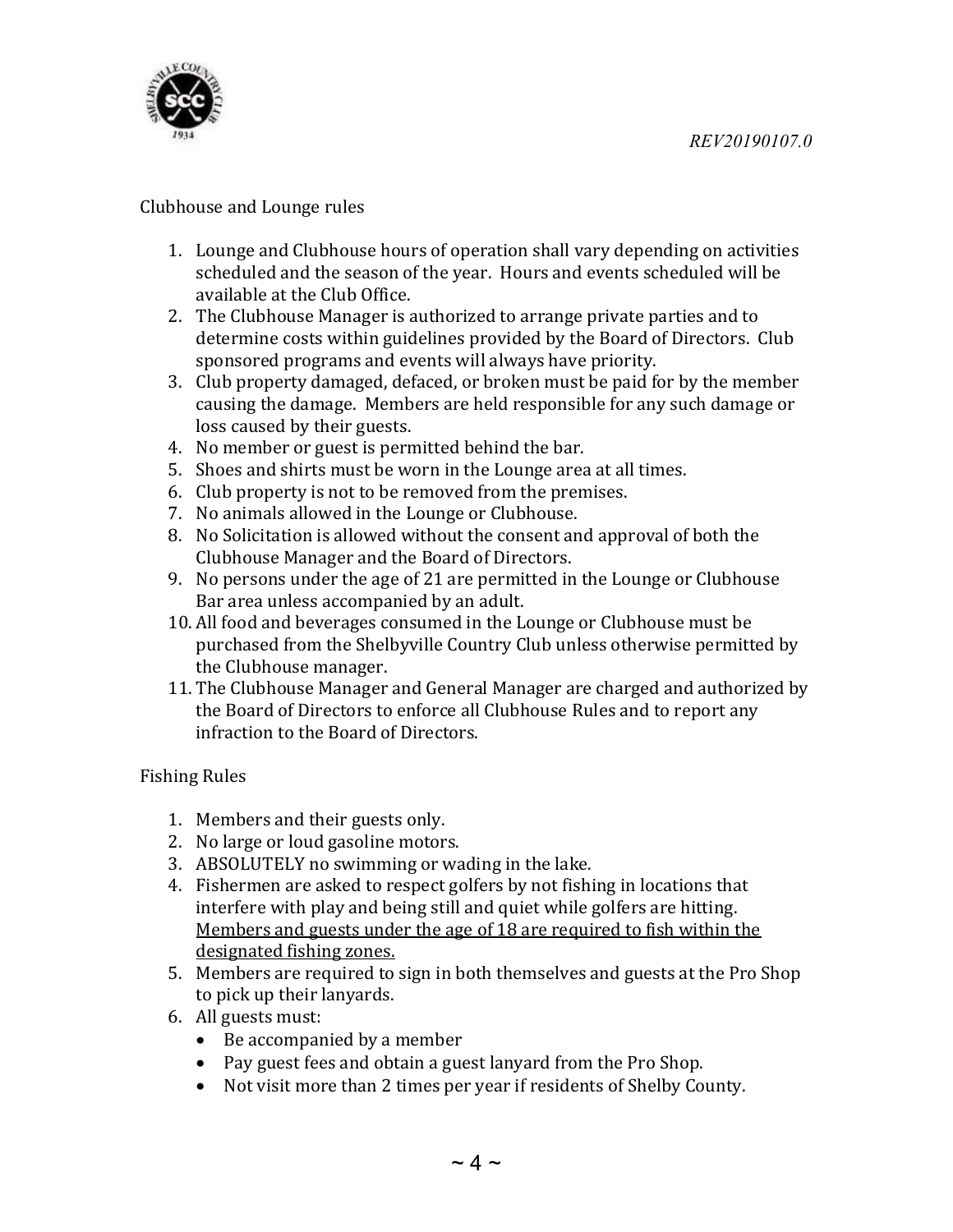Clubhouse and Lounge rules

1. Lounge and Clubhouse hours of operation shall vary depending on activities scheduled and the season of the year. Hours and events scheduled will be available at the Club Office.
2. The Clubhouse Manager is authorized to arrange private parties and to determine costs within guidelines provided by the Board of Directors. Club sponsored programs and events will always have priority.
3. Club property damaged, defaced, or broken must be paid for by the member causing the damage. Members are held responsible for any such damage or loss caused by their guests.
4. No member or guest is permitted behind the bar.
5. Shoes and shirts must be worn in the Lounge area at all times.
6. Club property is not to be removed from the premises.
7. No animals allowed in the Lounge or Clubhouse.
8. No Solicitation is allowed without the consent and approval of both the Clubhouse Manager and the Board of Directors.
9. No persons under the age of 21 are permitted in the Lounge or Clubhouse Bar area unless accompanied by an adult.
10. All food and beverages consumed in the Lounge or Clubhouse must be purchased from the Shelbyville Country Club unless otherwise permitted by the Clubhouse manager.
11. The Clubhouse Manager and General Manager are charged and authorized by the Board of Directors to enforce all Clubhouse Rules and to report any infraction to the Board of Directors.

Fishing Rules

1. Members and their guests only.
2. No large or loud gasoline motors.
3. ABSOLUTELY no swimming or wading in the lake.
4. Fishermen are asked to respect golfers by not fishing in locations that interfere with play and being still and quiet while golfers are hitting. <u>Members and guests under the age of 18 are required to fish within the designated fishing zones.</u>
5. Members are required to sign in both themselves and guests at the Pro Shop to pick up their lanyards.
6. All guests must:
   - Be accompanied by a member
   - Pay guest fees and obtain a guest lanyard from the Pro Shop.
   - Not visit more than 2 times per year if residents of Shelby County.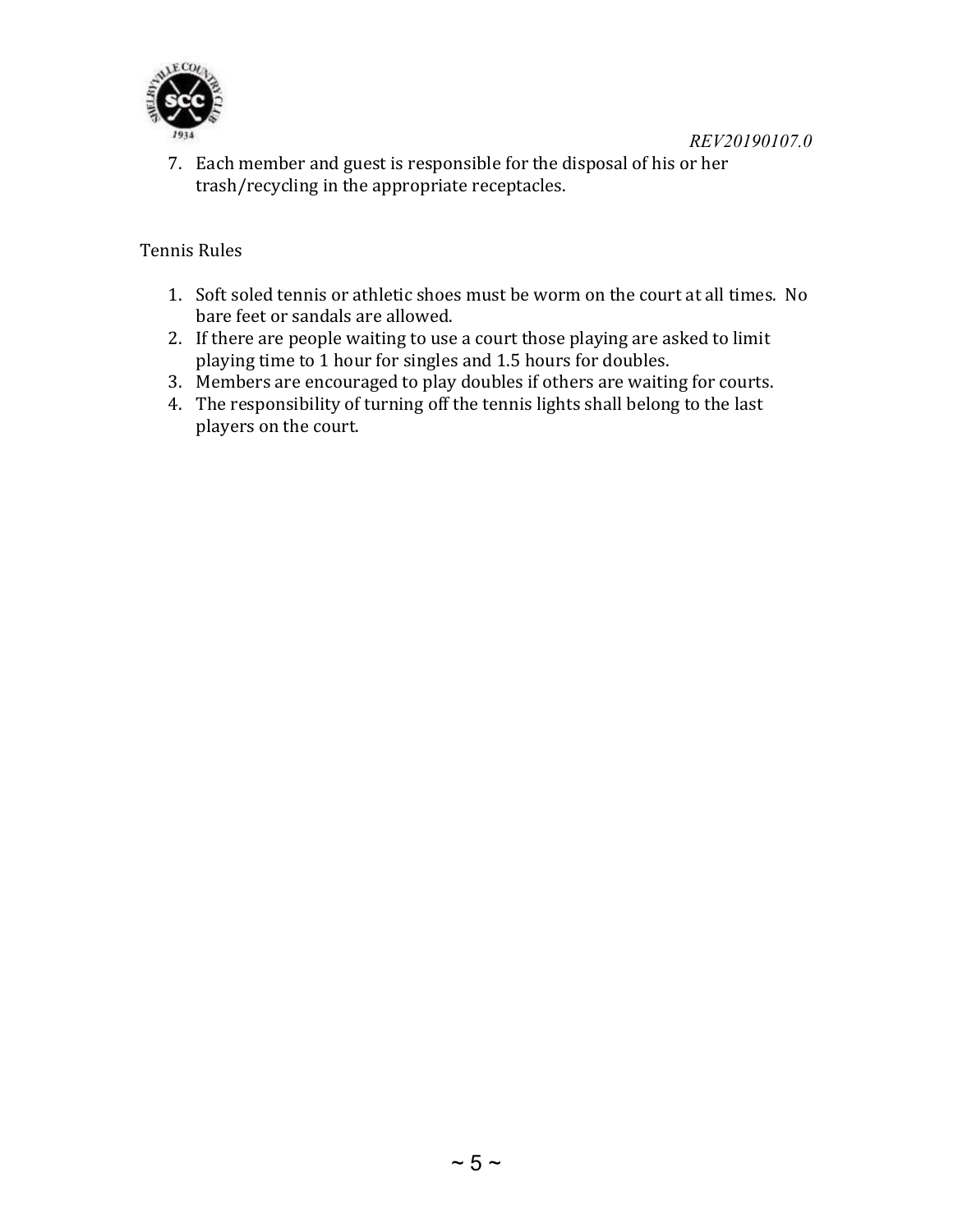7. Each member and guest is responsible for the disposal of his or her trash/recycling in the appropriate receptacles.

Tennis Rules

1. Soft soled tennis or athletic shoes must be worm on the court at all times. No bare feet or sandals are allowed.
2. If there are people waiting to use a court those playing are asked to limit playing time to 1 hour for singles and 1.5 hours for doubles.
3. Members are encouraged to play doubles if others are waiting for courts.
4. The responsibility of turning off the tennis lights shall belong to the last players on the court.